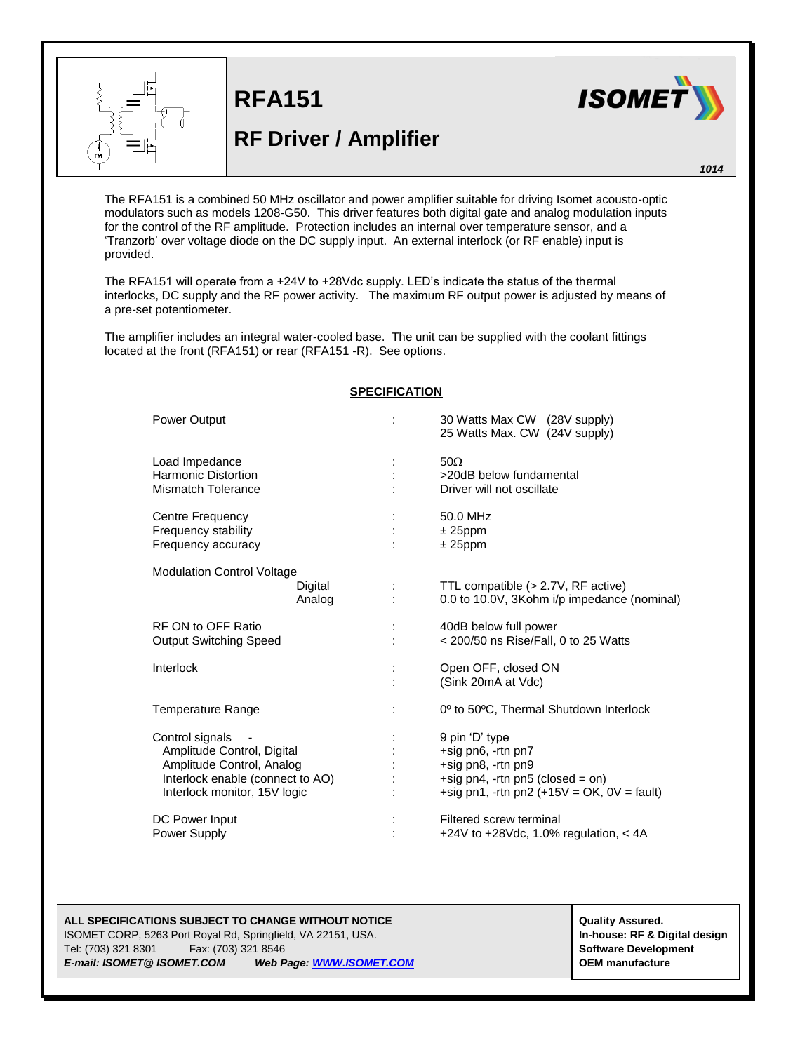# RFA151

## RF Driver / Amplifier

ISOMET

*1014*

The RFA151 is a combined 50 MHz oscillator and power amplifier suitable for driving Isomet acousto-optic modulators such as models 1208-G50. This driver features both digital gate and analog modulation inputs for the control of the RF amplitude. Protection includes an internal over temperature sensor, and a 'Tranzorb' over voltage diode on the DC supply input. An external interlock (or RF enable) input is provided.

The RFA151 will operate from a +24V to +28Vdc supply. LED's indicate the status of the thermal interlocks, DC supply and the RF power activity. The maximum RF output power is adjusted by means of a pre-set potentiometer.

The amplifier includes an integral water-cooled base. The unit can be supplied with the coolant fittings located at the front (RFA151) or rear (RFA151 -R). See options.

**SPECIFICATION**

| | | |
|---|---|---|
| Power Output | : | 30 Watts Max CW (28V supply)<br>25 Watts Max. CW (24V supply) |
| Load Impedance | : | 50Ω |
| Harmonic Distortion | : | >20dB below fundamental |
| Mismatch Tolerance | : | Driver will not oscillate |
| Centre Frequency | : | 50.0 MHz |
| Frequency stability | : | ± 25ppm |
| Frequency accuracy | : | ± 25ppm |
| Modulation Control Voltage | | |
| Digital | : | TTL compatible (> 2.7V, RF active) |
| Analog | : | 0.0 to 10.0V, 3Kohm i/p impedance (nominal) |
| RF ON to OFF Ratio | : | 40dB below full power |
| Output Switching Speed | : | < 200/50 ns Rise/Fall, 0 to 25 Watts |
| Interlock | : | Open OFF, closed ON |
| | : | (Sink 20mA at Vdc) |
| Temperature Range | : | 0º to 50ºC, Thermal Shutdown Interlock |
| Control signals - | : | 9 pin 'D' type |
| Amplitude Control, Digital | : | +sig pn6, -rtn pn7 |
| Amplitude Control, Analog | : | +sig pn8, -rtn pn9 |
| Interlock enable (connect to AO) | : | +sig pn4, -rtn pn5 (closed = on) |
| Interlock monitor, 15V logic | : | +sig pn1, -rtn pn2 (+15V = OK, 0V = fault) |
| DC Power Input | : | Filtered screw terminal |
| Power Supply | : | +24V to +28Vdc, 1.0% regulation, < 4A |

**ALL SPECIFICATIONS SUBJECT TO CHANGE WITHOUT NOTICE**
ISOMET CORP, 5263 Port Royal Rd, Springfield, VA 22151, USA.
Tel: (703) 321 8301 Fax: (703) 321 8546
***E-mail: ISOMET@ ISOMET.COM*** ***Web Page: WWW.ISOMET.COM***

**Quality Assured.**
**In-house: RF & Digital design**
**Software Development**
**OEM manufacture**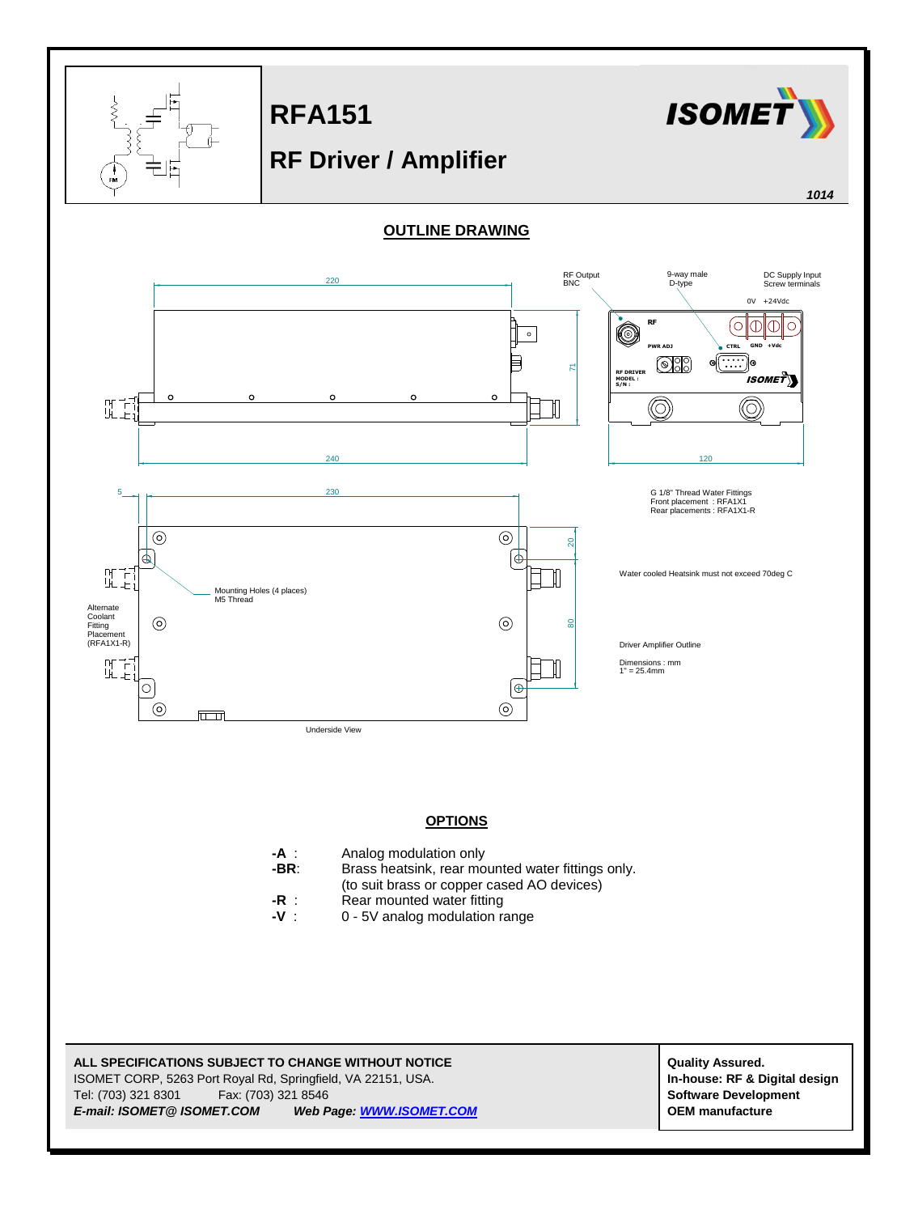# RFA151

## RF Driver / Amplifier

*1014*

## OUTLINE DRAWING

RF Output BNC

9-way male D-type

DC Supply Input Screw terminals

0V +24Vdc

RF

PWR ADJ

CTRL GND +Vdc

RF DRIVER MODEL : S/N :

ISOMET

220

71

240

120

5

230

20

80

G 1/8" Thread Water Fittings
Front placement : RFA1X1
Rear placements : RFA1X1-R

Water cooled Heatsink must not exceed 70deg C

Mounting Holes (4 places)
M5 Thread

Alternate Coolant Fitting Placement (RFA1X1-R)

Driver Amplifier Outline

Dimensions : mm
1" = 25.4mm

Underside View

## OPTIONS

- **-A** : Analog modulation only
- **-BR**: Brass heatsink, rear mounted water fittings only. (to suit brass or copper cased AO devices)
- **-R** : Rear mounted water fitting
- **-V** : 0 - 5V analog modulation range

**ALL SPECIFICATIONS SUBJECT TO CHANGE WITHOUT NOTICE**
ISOMET CORP, 5263 Port Royal Rd, Springfield, VA 22151, USA.
Tel: (703) 321 8301 Fax: (703) 321 8546
***E-mail: ISOMET@ ISOMET.COM Web Page: WWW.ISOMET.COM***

**Quality Assured.**
**In-house: RF & Digital design**
**Software Development**
**OEM manufacture**